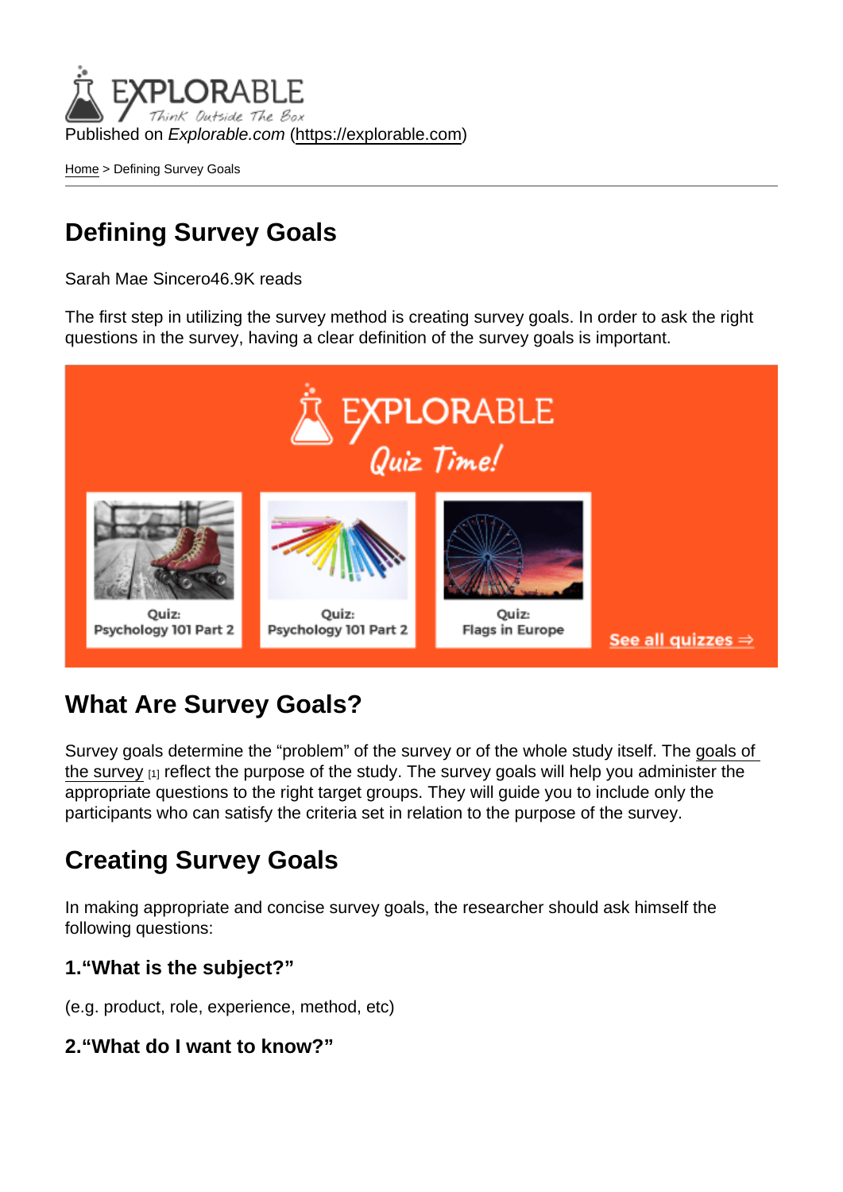Published on *Explorable.com* (https://explorable.com)

Home > Defining Survey Goals

# Defining Survey Goals

Sarah Mae Sincero46.9K reads

The first step in utilizing the survey method is creating survey goals. In order to ask the right questions in the survey, having a clear definition of the survey goals is important.

## What Are Survey Goals?

Survey goals determine the “problem” of the survey or of the whole study itself. The goals of the survey [1] reflect the purpose of the study. The survey goals will help you administer the appropriate questions to the right target groups. They will guide you to include only the participants who can satisfy the criteria set in relation to the purpose of the survey.

## Creating Survey Goals

In making appropriate and concise survey goals, the researcher should ask himself the following questions:

### 1.“What is the subject?”

(e.g. product, role, experience, method, etc)

### 2.“What do I want to know?”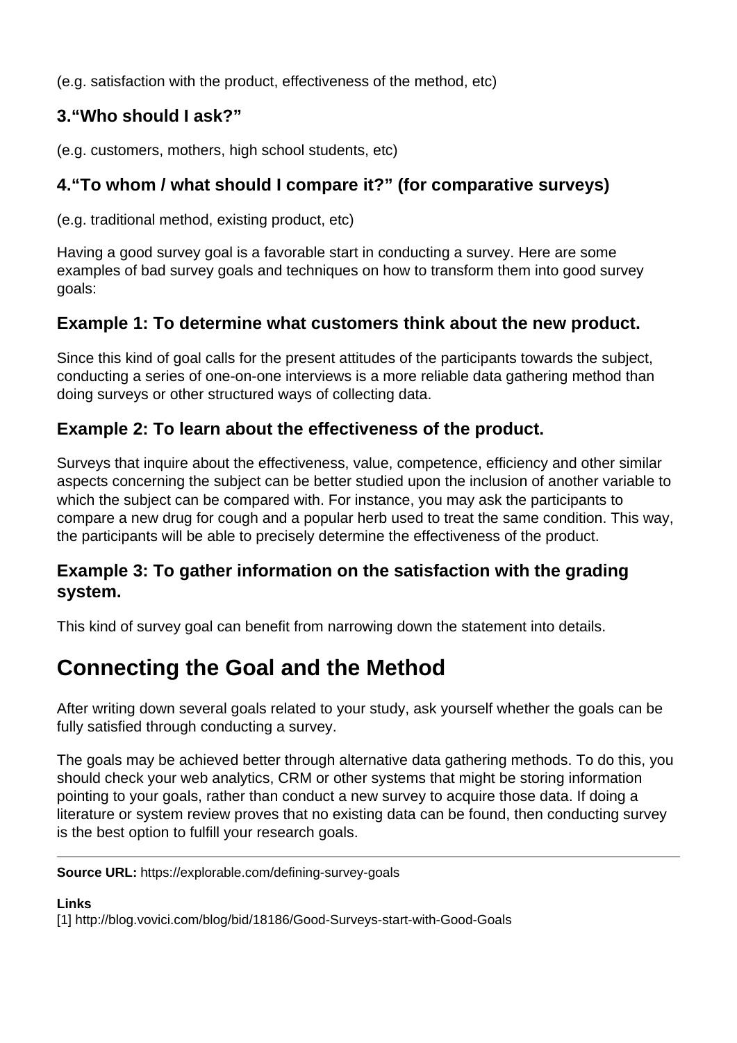(e.g. satisfaction with the product, effectiveness of the method, etc)

### 3.“Who should I ask?”

(e.g. customers, mothers, high school students, etc)

### 4.“To whom / what should I compare it?” (for comparative surveys)

(e.g. traditional method, existing product, etc)

Having a good survey goal is a favorable start in conducting a survey. Here are some examples of bad survey goals and techniques on how to transform them into good survey goals:

### Example 1: To determine what customers think about the new product.

Since this kind of goal calls for the present attitudes of the participants towards the subject, conducting a series of one-on-one interviews is a more reliable data gathering method than doing surveys or other structured ways of collecting data.

### Example 2: To learn about the effectiveness of the product.

Surveys that inquire about the effectiveness, value, competence, efficiency and other similar aspects concerning the subject can be better studied upon the inclusion of another variable to which the subject can be compared with. For instance, you may ask the participants to compare a new drug for cough and a popular herb used to treat the same condition. This way, the participants will be able to precisely determine the effectiveness of the product.

### Example 3: To gather information on the satisfaction with the grading system.

This kind of survey goal can benefit from narrowing down the statement into details.

## Connecting the Goal and the Method

After writing down several goals related to your study, ask yourself whether the goals can be fully satisfied through conducting a survey.

The goals may be achieved better through alternative data gathering methods. To do this, you should check your web analytics, CRM or other systems that might be storing information pointing to your goals, rather than conduct a new survey to acquire those data. If doing a literature or system review proves that no existing data can be found, then conducting survey is the best option to fulfill your research goals.

---

**Source URL:** https://explorable.com/defining-survey-goals

**Links**
[1] http://blog.vovici.com/blog/bid/18186/Good-Surveys-start-with-Good-Goals